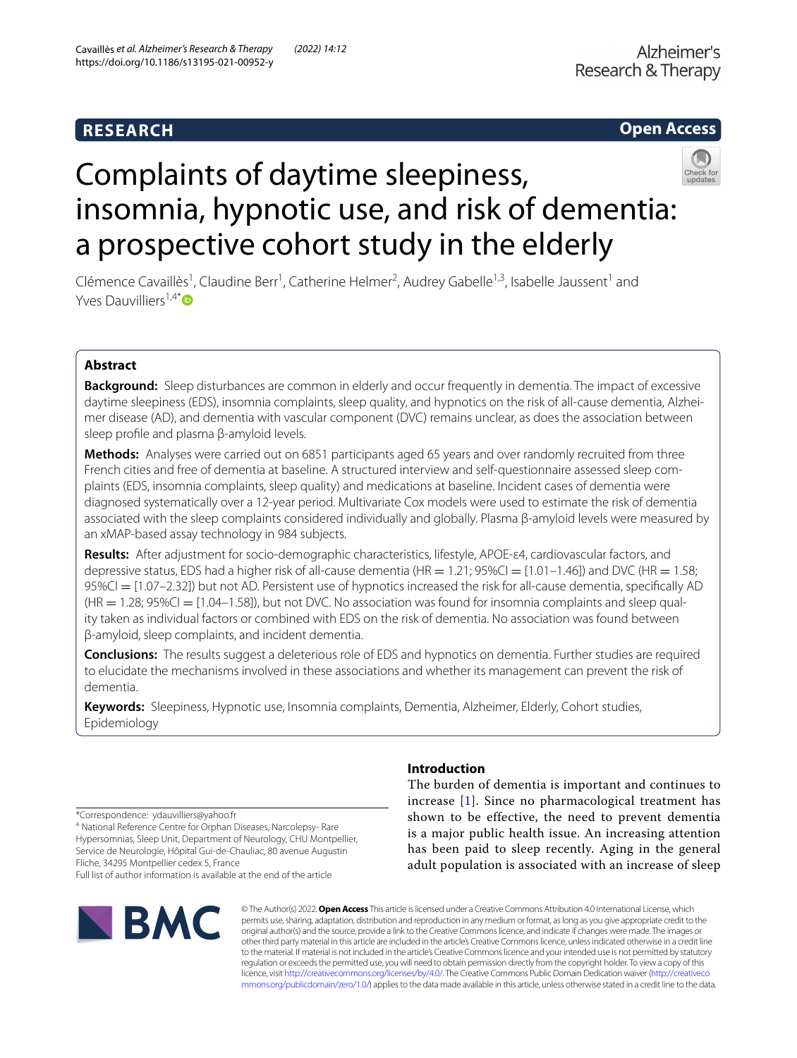RESEARCH

Open Access

# Complaints of daytime sleepiness, insomnia, hypnotic use, and risk of dementia: a prospective cohort study in the elderly

Clémence Cavaillès[1], Claudine Berr[1], Catherine Helmer[2], Audrey Gabelle[1,3], Isabelle Jaussent[1] and Yves Dauvilliers[1,4*]

## Abstract

**Background:** Sleep disturbances are common in elderly and occur frequently in dementia. The impact of excessive daytime sleepiness (EDS), insomnia complaints, sleep quality, and hypnotics on the risk of all-cause dementia, Alzheimer disease (AD), and dementia with vascular component (DVC) remains unclear, as does the association between sleep profile and plasma β-amyloid levels.

**Methods:** Analyses were carried out on 6851 participants aged 65 years and over randomly recruited from three French cities and free of dementia at baseline. A structured interview and self-questionnaire assessed sleep complaints (EDS, insomnia complaints, sleep quality) and medications at baseline. Incident cases of dementia were diagnosed systematically over a 12-year period. Multivariate Cox models were used to estimate the risk of dementia associated with the sleep complaints considered individually and globally. Plasma β-amyloid levels were measured by an xMAP-based assay technology in 984 subjects.

**Results:** After adjustment for socio-demographic characteristics, lifestyle, APOE-ε4, cardiovascular factors, and depressive status, EDS had a higher risk of all-cause dementia (HR = 1.21; 95%CI = [1.01–1.46]) and DVC (HR = 1.58; 95%CI = [1.07–2.32]) but not AD. Persistent use of hypnotics increased the risk for all-cause dementia, specifically AD (HR = 1.28; 95%CI = [1.04–1.58]), but not DVC. No association was found for insomnia complaints and sleep quality taken as individual factors or combined with EDS on the risk of dementia. No association was found between β-amyloid, sleep complaints, and incident dementia.

**Conclusions:** The results suggest a deleterious role of EDS and hypnotics on dementia. Further studies are required to elucidate the mechanisms involved in these associations and whether its management can prevent the risk of dementia.

**Keywords:** Sleepiness, Hypnotic use, Insomnia complaints, Dementia, Alzheimer, Elderly, Cohort studies, Epidemiology

*Correspondence: ydauvilliers@yahoo.fr

[4] National Reference Centre for Orphan Diseases, Narcolepsy- Rare Hypersomnias, Sleep Unit, Department of Neurology, CHU Montpellier, Service de Neurologie, Hôpital Gui-de-Chauliac, 80 avenue Augustin Fliche, 34295 Montpellier cedex 5, France

Full list of author information is available at the end of the article

## Introduction

The burden of dementia is important and continues to increase [1]. Since no pharmacological treatment has shown to be effective, the need to prevent dementia is a major public health issue. An increasing attention has been paid to sleep recently. Aging in the general adult population is associated with an increase of sleep

© The Author(s) 2022. **Open Access** This article is licensed under a Creative Commons Attribution 4.0 International License, which permits use, sharing, adaptation, distribution and reproduction in any medium or format, as long as you give appropriate credit to the original author(s) and the source, provide a link to the Creative Commons licence, and indicate if changes were made. The images or other third party material in this article are included in the article's Creative Commons licence, unless indicated otherwise in a credit line to the material. If material is not included in the article's Creative Commons licence and your intended use is not permitted by statutory regulation or exceeds the permitted use, you will need to obtain permission directly from the copyright holder. To view a copy of this licence, visit http://creativecommons.org/licenses/by/4.0/. The Creative Commons Public Domain Dedication waiver (http://creativecommons.org/publicdomain/zero/1.0/) applies to the data made available in this article, unless otherwise stated in a credit line to the data.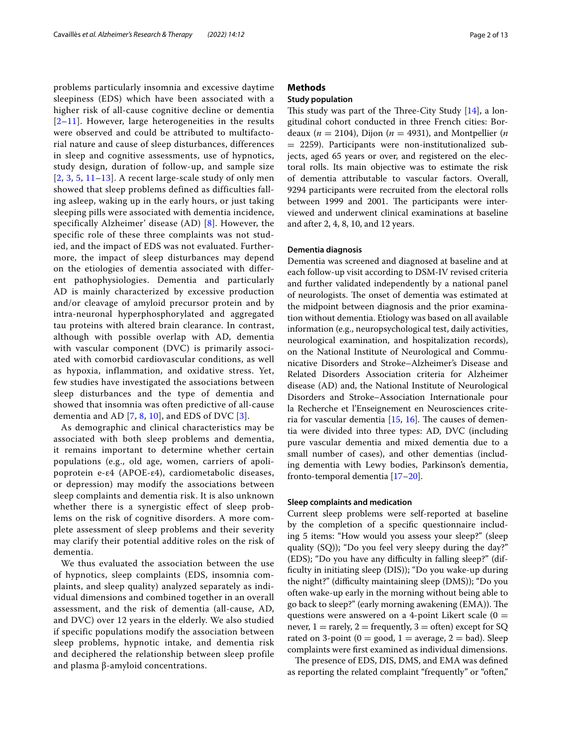problems particularly insomnia and excessive daytime sleepiness (EDS) which have been associated with a higher risk of all-cause cognitive decline or dementia [2–11]. However, large heterogeneities in the results were observed and could be attributed to multifactorial nature and cause of sleep disturbances, differences in sleep and cognitive assessments, use of hypnotics, study design, duration of follow-up, and sample size [2, 3, 5, 11–13]. A recent large-scale study of only men showed that sleep problems defined as difficulties falling asleep, waking up in the early hours, or just taking sleeping pills were associated with dementia incidence, specifically Alzheimer' disease (AD) [8]. However, the specific role of these three complaints was not studied, and the impact of EDS was not evaluated. Furthermore, the impact of sleep disturbances may depend on the etiologies of dementia associated with different pathophysiologies. Dementia and particularly AD is mainly characterized by excessive production and/or cleavage of amyloid precursor protein and by intra-neuronal hyperphosphorylated and aggregated tau proteins with altered brain clearance. In contrast, although with possible overlap with AD, dementia with vascular component (DVC) is primarily associated with comorbid cardiovascular conditions, as well as hypoxia, inflammation, and oxidative stress. Yet, few studies have investigated the associations between sleep disturbances and the type of dementia and showed that insomnia was often predictive of all-cause dementia and AD [7, 8, 10], and EDS of DVC [3].

As demographic and clinical characteristics may be associated with both sleep problems and dementia, it remains important to determine whether certain populations (e.g., old age, women, carriers of apolipoprotein e-ε4 (APOE-ε4), cardiometabolic diseases, or depression) may modify the associations between sleep complaints and dementia risk. It is also unknown whether there is a synergistic effect of sleep problems on the risk of cognitive disorders. A more complete assessment of sleep problems and their severity may clarify their potential additive roles on the risk of dementia.

We thus evaluated the association between the use of hypnotics, sleep complaints (EDS, insomnia complaints, and sleep quality) analyzed separately as individual dimensions and combined together in an overall assessment, and the risk of dementia (all-cause, AD, and DVC) over 12 years in the elderly. We also studied if specific populations modify the association between sleep problems, hypnotic intake, and dementia risk and deciphered the relationship between sleep profile and plasma β-amyloid concentrations.

## Methods

### Study population

This study was part of the Three-City Study [14], a longitudinal cohort conducted in three French cities: Bordeaux ($n$ = 2104), Dijon ($n$ = 4931), and Montpellier ($n$ = 2259). Participants were non-institutionalized subjects, aged 65 years or over, and registered on the electoral rolls. Its main objective was to estimate the risk of dementia attributable to vascular factors. Overall, 9294 participants were recruited from the electoral rolls between 1999 and 2001. The participants were interviewed and underwent clinical examinations at baseline and after 2, 4, 8, 10, and 12 years.

### Dementia diagnosis

Dementia was screened and diagnosed at baseline and at each follow-up visit according to DSM-IV revised criteria and further validated independently by a national panel of neurologists. The onset of dementia was estimated at the midpoint between diagnosis and the prior examination without dementia. Etiology was based on all available information (e.g., neuropsychological test, daily activities, neurological examination, and hospitalization records), on the National Institute of Neurological and Communicative Disorders and Stroke–Alzheimer's Disease and Related Disorders Association criteria for Alzheimer disease (AD) and, the National Institute of Neurological Disorders and Stroke–Association Internationale pour la Recherche et l'Enseignement en Neurosciences criteria for vascular dementia [15, 16]. The causes of dementia were divided into three types: AD, DVC (including pure vascular dementia and mixed dementia due to a small number of cases), and other dementias (including dementia with Lewy bodies, Parkinson's dementia, fronto-temporal dementia [17–20].

### Sleep complaints and medication

Current sleep problems were self-reported at baseline by the completion of a specific questionnaire including 5 items: "How would you assess your sleep?" (sleep quality (SQ)); "Do you feel very sleepy during the day?" (EDS); "Do you have any difficulty in falling sleep?" (difficulty in initiating sleep (DIS)); "Do you wake-up during the night?" (difficulty maintaining sleep (DMS)); "Do you often wake-up early in the morning without being able to go back to sleep?" (early morning awakening (EMA)). The questions were answered on a 4-point Likert scale (0 = never, 1 = rarely, 2 = frequently, 3 = often) except for SQ rated on 3-point (0 = good, 1 = average, 2 = bad). Sleep complaints were first examined as individual dimensions.

The presence of EDS, DIS, DMS, and EMA was defined as reporting the related complaint "frequently" or "often,"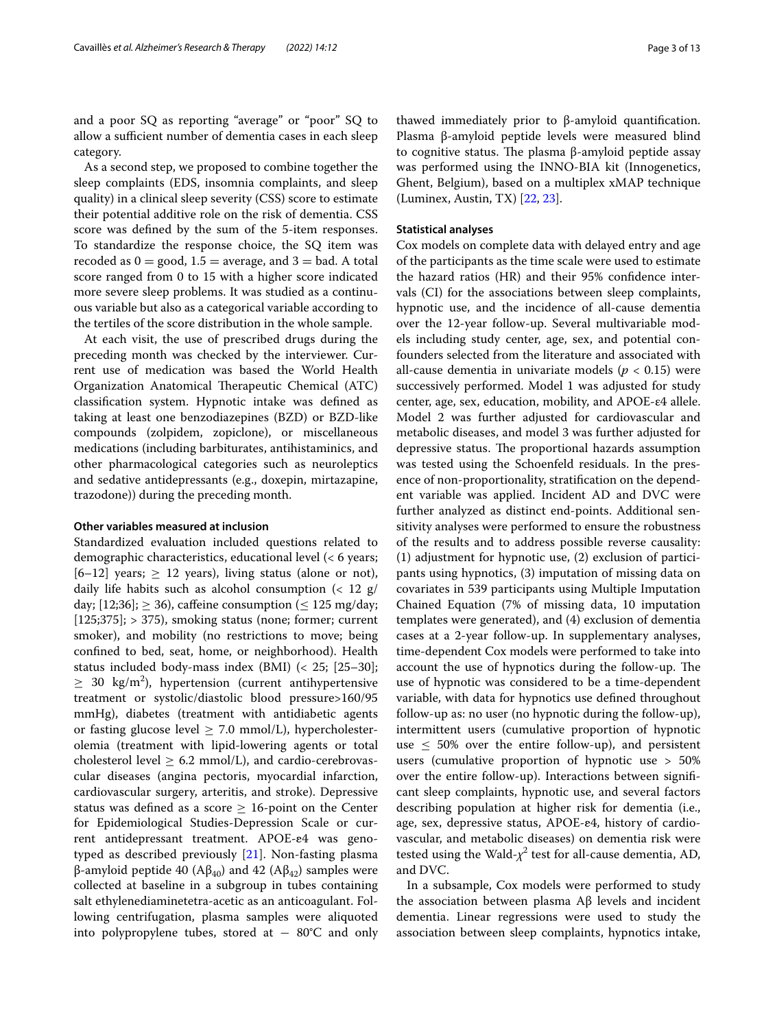and a poor SQ as reporting "average" or "poor" SQ to allow a sufficient number of dementia cases in each sleep category.

As a second step, we proposed to combine together the sleep complaints (EDS, insomnia complaints, and sleep quality) in a clinical sleep severity (CSS) score to estimate their potential additive role on the risk of dementia. CSS score was defined by the sum of the 5-item responses. To standardize the response choice, the SQ item was recoded as $0 =$ good, $1.5 =$ average, and $3 =$ bad. A total score ranged from 0 to 15 with a higher score indicated more severe sleep problems. It was studied as a continuous variable but also as a categorical variable according to the tertiles of the score distribution in the whole sample.

At each visit, the use of prescribed drugs during the preceding month was checked by the interviewer. Current use of medication was based the World Health Organization Anatomical Therapeutic Chemical (ATC) classification system. Hypnotic intake was defined as taking at least one benzodiazepines (BZD) or BZD-like compounds (zolpidem, zopiclone), or miscellaneous medications (including barbiturates, antihistaminics, and other pharmacological categories such as neuroleptics and sedative antidepressants (e.g., doxepin, mirtazapine, trazodone)) during the preceding month.

#### Other variables measured at inclusion

Standardized evaluation included questions related to demographic characteristics, educational level (< 6 years; [6–12] years; $\geq$ 12 years), living status (alone or not), daily life habits such as alcohol consumption (< 12 g/day; [12;36]; $\geq$ 36), caffeine consumption ($\leq$ 125 mg/day; [125;375]; > 375), smoking status (none; former; current smoker), and mobility (no restrictions to move; being confined to bed, seat, home, or neighborhood). Health status included body-mass index (BMI) (< 25; [25–30]; $\geq$ 30 kg/m$^2$), hypertension (current antihypertensive treatment or systolic/diastolic blood pressure>160/95 mmHg), diabetes (treatment with antidiabetic agents or fasting glucose level $\geq$ 7.0 mmol/L), hypercholesterolemia (treatment with lipid-lowering agents or total cholesterol level $\geq$ 6.2 mmol/L), and cardio-cerebrovascular diseases (angina pectoris, myocardial infarction, cardiovascular surgery, arteritis, and stroke). Depressive status was defined as a score $\geq$ 16-point on the Center for Epidemiological Studies-Depression Scale or current antidepressant treatment. APOE-ε4 was genotyped as described previously [21]. Non-fasting plasma β-amyloid peptide 40 ($A\beta_{40}$) and 42 ($A\beta_{42}$) samples were collected at baseline in a subgroup in tubes containing salt ethylenediaminetetra-acetic as an anticoagulant. Following centrifugation, plasma samples were aliquoted into polypropylene tubes, stored at − 80°C and only thawed immediately prior to β-amyloid quantification. Plasma β-amyloid peptide levels were measured blind to cognitive status. The plasma β-amyloid peptide assay was performed using the INNO-BIA kit (Innogenetics, Ghent, Belgium), based on a multiplex xMAP technique (Luminex, Austin, TX) [22, 23].

#### Statistical analyses

Cox models on complete data with delayed entry and age of the participants as the time scale were used to estimate the hazard ratios (HR) and their 95% confidence intervals (CI) for the associations between sleep complaints, hypnotic use, and the incidence of all-cause dementia over the 12-year follow-up. Several multivariable models including study center, age, sex, and potential confounders selected from the literature and associated with all-cause dementia in univariate models ($p < 0.15$) were successively performed. Model 1 was adjusted for study center, age, sex, education, mobility, and APOE-ε4 allele. Model 2 was further adjusted for cardiovascular and metabolic diseases, and model 3 was further adjusted for depressive status. The proportional hazards assumption was tested using the Schoenfeld residuals. In the presence of non-proportionality, stratification on the dependent variable was applied. Incident AD and DVC were further analyzed as distinct end-points. Additional sensitivity analyses were performed to ensure the robustness of the results and to address possible reverse causality: (1) adjustment for hypnotic use, (2) exclusion of participants using hypnotics, (3) imputation of missing data on covariates in 539 participants using Multiple Imputation Chained Equation (7% of missing data, 10 imputation templates were generated), and (4) exclusion of dementia cases at a 2-year follow-up. In supplementary analyses, time-dependent Cox models were performed to take into account the use of hypnotics during the follow-up. The use of hypnotic was considered to be a time-dependent variable, with data for hypnotics use defined throughout follow-up as: no user (no hypnotic during the follow-up), intermittent users (cumulative proportion of hypnotic use $\leq$ 50% over the entire follow-up), and persistent users (cumulative proportion of hypnotic use > 50% over the entire follow-up). Interactions between significant sleep complaints, hypnotic use, and several factors describing population at higher risk for dementia (i.e., age, sex, depressive status, APOE-ε4, history of cardiovascular, and metabolic diseases) on dementia risk were tested using the Wald-$\chi^2$ test for all-cause dementia, AD, and DVC.

In a subsample, Cox models were performed to study the association between plasma Aβ levels and incident dementia. Linear regressions were used to study the association between sleep complaints, hypnotics intake,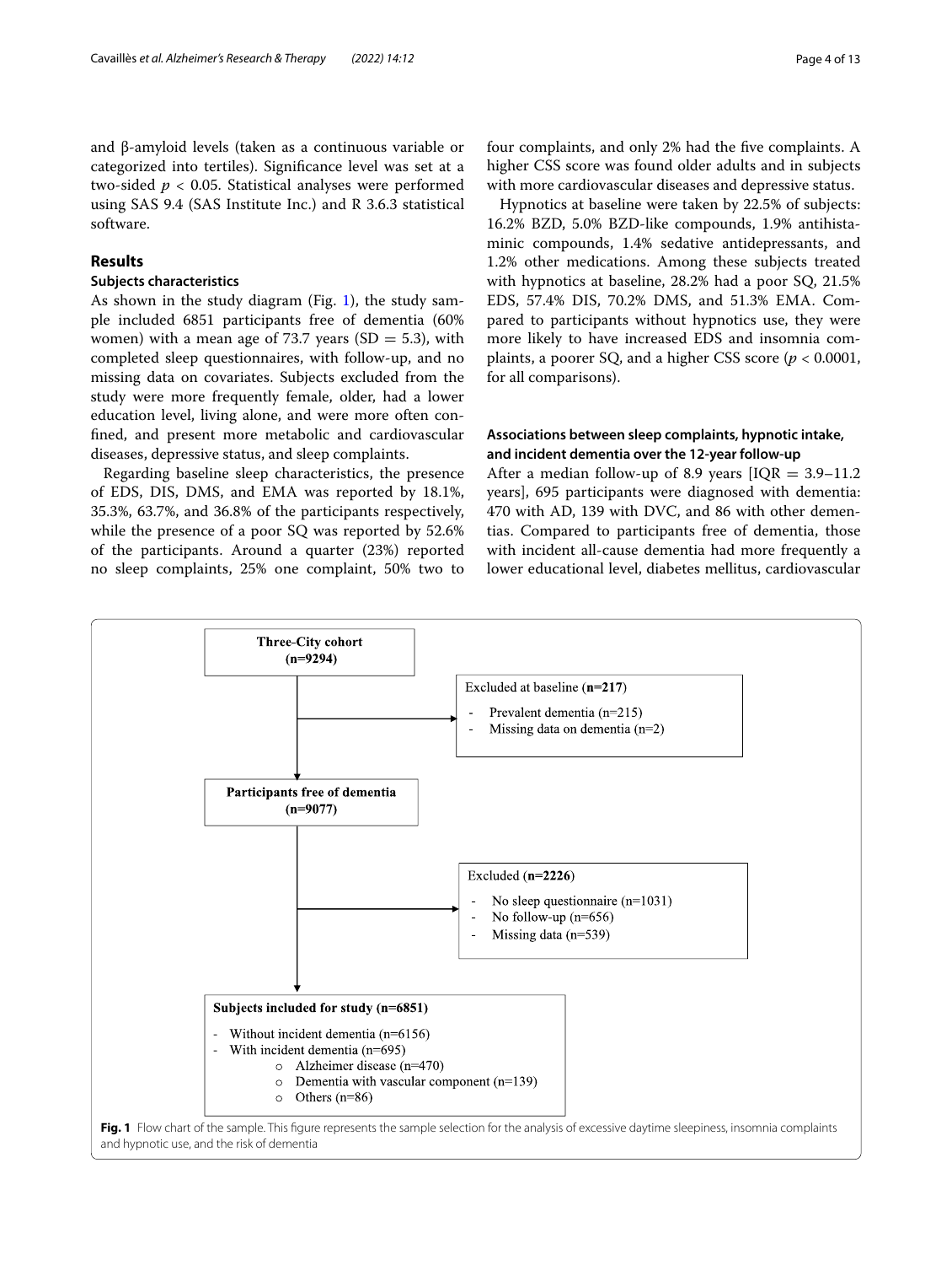and β-amyloid levels (taken as a continuous variable or categorized into tertiles). Significance level was set at a two-sided $p < 0.05$. Statistical analyses were performed using SAS 9.4 (SAS Institute Inc.) and R 3.6.3 statistical software.

## Results

### Subjects characteristics

As shown in the study diagram (Fig. 1), the study sample included 6851 participants free of dementia (60% women) with a mean age of 73.7 years (SD = 5.3), with completed sleep questionnaires, with follow-up, and no missing data on covariates. Subjects excluded from the study were more frequently female, older, had a lower education level, living alone, and were more often confined, and present more metabolic and cardiovascular diseases, depressive status, and sleep complaints.

Regarding baseline sleep characteristics, the presence of EDS, DIS, DMS, and EMA was reported by 18.1%, 35.3%, 63.7%, and 36.8% of the participants respectively, while the presence of a poor SQ was reported by 52.6% of the participants. Around a quarter (23%) reported no sleep complaints, 25% one complaint, 50% two to four complaints, and only 2% had the five complaints. A higher CSS score was found older adults and in subjects with more cardiovascular diseases and depressive status.

Hypnotics at baseline were taken by 22.5% of subjects: 16.2% BZD, 5.0% BZD-like compounds, 1.9% antihistaminic compounds, 1.4% sedative antidepressants, and 1.2% other medications. Among these subjects treated with hypnotics at baseline, 28.2% had a poor SQ, 21.5% EDS, 57.4% DIS, 70.2% DMS, and 51.3% EMA. Compared to participants without hypnotics use, they were more likely to have increased EDS and insomnia complaints, a poorer SQ, and a higher CSS score ($p < 0.0001$, for all comparisons).

### Associations between sleep complaints, hypnotic intake, and incident dementia over the 12-year follow-up

After a median follow-up of 8.9 years [IQR = 3.9–11.2 years], 695 participants were diagnosed with dementia: 470 with AD, 139 with DVC, and 86 with other dementias. Compared to participants free of dementia, those with incident all-cause dementia had more frequently a lower educational level, diabetes mellitus, cardiovascular

**Three-City cohort (n=9294)**

Excluded at baseline (**n=217**)
- Prevalent dementia (n=215)
- Missing data on dementia (n=2)

**Participants free of dementia (n=9077)**

Excluded (**n=2226**)
- No sleep questionnaire (n=1031)
- No follow-up (n=656)
- Missing data (n=539)

**Subjects included for study (n=6851)**
- Without incident dementia (n=6156)
- With incident dementia (n=695)
  - Alzheimer disease (n=470)
  - Dementia with vascular component (n=139)
  - Others (n=86)

**Fig. 1** Flow chart of the sample. This figure represents the sample selection for the analysis of excessive daytime sleepiness, insomnia complaints and hypnotic use, and the risk of dementia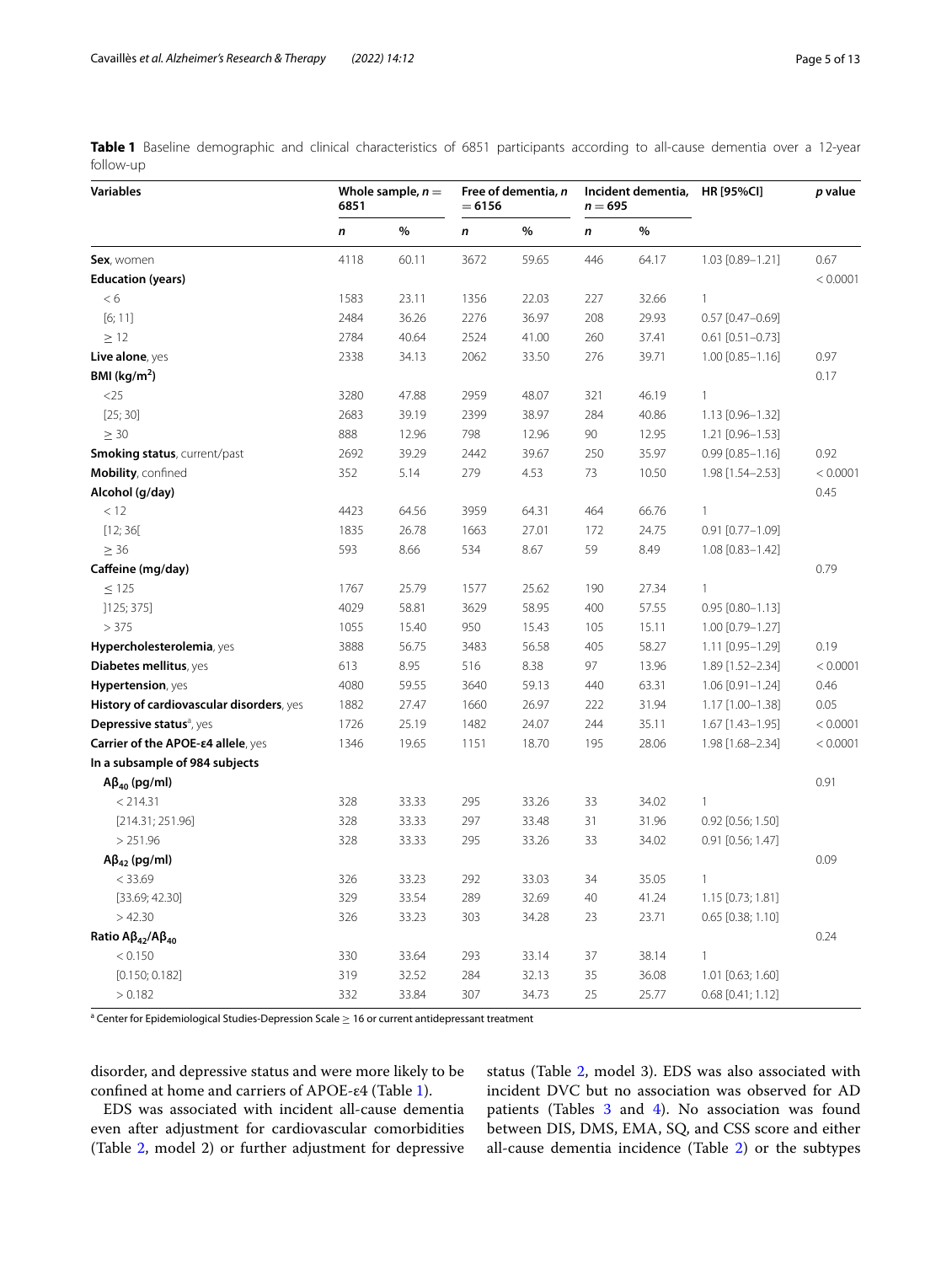**Table 1** Baseline demographic and clinical characteristics of 6851 participants according to all-cause dementia over a 12-year follow-up

| Variables | Whole sample, $n = 6851$ | | Free of dementia, $n = 6156$ | | Incident dementia, $n = 695$ | | HR [95%CI] | *p* value |
|---|---|---|---|---|---|---|---|---|
| | *n* | % | *n* | % | *n* | % | | |
| **Sex**, women | 4118 | 60.11 | 3672 | 59.65 | 446 | 64.17 | 1.03 [0.89–1.21] | 0.67 |
| **Education (years)** | | | | | | | | < 0.0001 |
| < 6 | 1583 | 23.11 | 1356 | 22.03 | 227 | 32.66 | 1 | |
| [6; 11] | 2484 | 36.26 | 2276 | 36.97 | 208 | 29.93 | 0.57 [0.47–0.69] | |
| ≥ 12 | 2784 | 40.64 | 2524 | 41.00 | 260 | 37.41 | 0.61 [0.51–0.73] | |
| **Live alone**, yes | 2338 | 34.13 | 2062 | 33.50 | 276 | 39.71 | 1.00 [0.85–1.16] | 0.97 |
| **BMI (kg/m$^2$)** | | | | | | | | 0.17 |
| <25 | 3280 | 47.88 | 2959 | 48.07 | 321 | 46.19 | 1 | |
| [25; 30] | 2683 | 39.19 | 2399 | 38.97 | 284 | 40.86 | 1.13 [0.96–1.32] | |
| ≥ 30 | 888 | 12.96 | 798 | 12.96 | 90 | 12.95 | 1.21 [0.96–1.53] | |
| **Smoking status**, current/past | 2692 | 39.29 | 2442 | 39.67 | 250 | 35.97 | 0.99 [0.85–1.16] | 0.92 |
| **Mobility**, confined | 352 | 5.14 | 279 | 4.53 | 73 | 10.50 | 1.98 [1.54–2.53] | < 0.0001 |
| **Alcohol (g/day)** | | | | | | | | 0.45 |
| < 12 | 4423 | 64.56 | 3959 | 64.31 | 464 | 66.76 | 1 | |
| [12; 36[ | 1835 | 26.78 | 1663 | 27.01 | 172 | 24.75 | 0.91 [0.77–1.09] | |
| ≥ 36 | 593 | 8.66 | 534 | 8.67 | 59 | 8.49 | 1.08 [0.83–1.42] | |
| **Caffeine (mg/day)** | | | | | | | | 0.79 |
| ≤ 125 | 1767 | 25.79 | 1577 | 25.62 | 190 | 27.34 | 1 | |
| ]125; 375] | 4029 | 58.81 | 3629 | 58.95 | 400 | 57.55 | 0.95 [0.80–1.13] | |
| > 375 | 1055 | 15.40 | 950 | 15.43 | 105 | 15.11 | 1.00 [0.79–1.27] | |
| **Hypercholesterolemia**, yes | 3888 | 56.75 | 3483 | 56.58 | 405 | 58.27 | 1.11 [0.95–1.29] | 0.19 |
| **Diabetes mellitus**, yes | 613 | 8.95 | 516 | 8.38 | 97 | 13.96 | 1.89 [1.52–2.34] | < 0.0001 |
| **Hypertension**, yes | 4080 | 59.55 | 3640 | 59.13 | 440 | 63.31 | 1.06 [0.91–1.24] | 0.46 |
| **History of cardiovascular disorders**, yes | 1882 | 27.47 | 1660 | 26.97 | 222 | 31.94 | 1.17 [1.00–1.38] | 0.05 |
| **Depressive status**[a], yes | 1726 | 25.19 | 1482 | 24.07 | 244 | 35.11 | 1.67 [1.43–1.95] | < 0.0001 |
| **Carrier of the APOE-ε4 allele**, yes | 1346 | 19.65 | 1151 | 18.70 | 195 | 28.06 | 1.98 [1.68–2.34] | < 0.0001 |
| **In a subsample of 984 subjects** | | | | | | | | |
| **A$\beta_{40}$ (pg/ml)** | | | | | | | | 0.91 |
| < 214.31 | 328 | 33.33 | 295 | 33.26 | 33 | 34.02 | 1 | |
| [214.31; 251.96] | 328 | 33.33 | 297 | 33.48 | 31 | 31.96 | 0.92 [0.56; 1.50] | |
| > 251.96 | 328 | 33.33 | 295 | 33.26 | 33 | 34.02 | 0.91 [0.56; 1.47] | |
| **A$\beta_{42}$ (pg/ml)** | | | | | | | | 0.09 |
| < 33.69 | 326 | 33.23 | 292 | 33.03 | 34 | 35.05 | 1 | |
| [33.69; 42.30] | 329 | 33.54 | 289 | 32.69 | 40 | 41.24 | 1.15 [0.73; 1.81] | |
| > 42.30 | 326 | 33.23 | 303 | 34.28 | 23 | 23.71 | 0.65 [0.38; 1.10] | |
| **Ratio A$\beta_{42}$/A$\beta_{40}$** | | | | | | | | 0.24 |
| < 0.150 | 330 | 33.64 | 293 | 33.14 | 37 | 38.14 | 1 | |
| [0.150; 0.182] | 319 | 32.52 | 284 | 32.13 | 35 | 36.08 | 1.01 [0.63; 1.60] | |
| > 0.182 | 332 | 33.84 | 307 | 34.73 | 25 | 25.77 | 0.68 [0.41; 1.12] | |

[a] Center for Epidemiological Studies-Depression Scale ≥ 16 or current antidepressant treatment

disorder, and depressive status and were more likely to be confined at home and carriers of APOE-ε4 (Table 1).

EDS was associated with incident all-cause dementia even after adjustment for cardiovascular comorbidities (Table 2, model 2) or further adjustment for depressive status (Table 2, model 3). EDS was also associated with incident DVC but no association was observed for AD patients (Tables 3 and 4). No association was found between DIS, DMS, EMA, SQ, and CSS score and either all-cause dementia incidence (Table 2) or the subtypes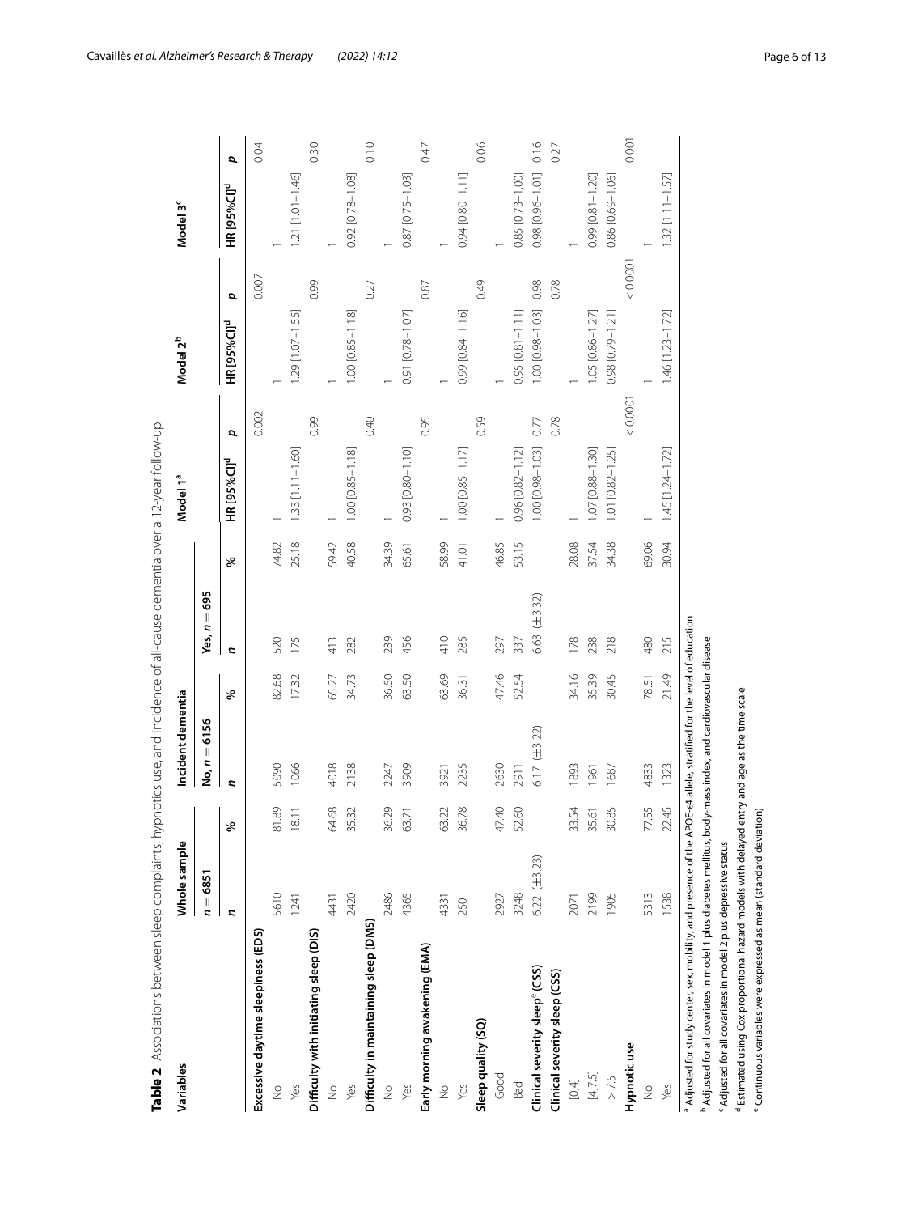**Table 2** Associations between sleep complaints, hypnotics use, and incidence of all-cause dementia over a 12-year follow-up

| Variables | Whole sample | | Incident dementia | | | | Model 1[a] | | Model 2[b] | | Model 3[c] | |
|---|---|---|---|---|---|---|---|---|---|---|---|---|
| | $n = 6851$ | | No, $n = 6156$ | | Yes, $n = 695$ | | | | | | | |
| | n | % | n | % | n | % | HR [95%CI][d] | p | HR [95%CI][d] | p | HR [95%CI][d] | p |
| **Excessive daytime sleepiness (EDS)** | | | | | | | | 0.002 | | 0.007 | | 0.04 |
| No | 5610 | 81.89 | 5090 | 82.68 | 520 | 74.82 | 1 | | 1 | | 1 | |
| Yes | 1241 | 18.11 | 1066 | 17.32 | 175 | 25.18 | 1.33 [1.11–1.60] | | 1.29 [1.07–1.55] | | 1.21 [1.01–1.46] | |
| **Difficulty with initiating sleep (DIS)** | | | | | | | | 0.99 | | 0.99 | | 0.30 |
| No | 4431 | 64.68 | 4018 | 65.27 | 413 | 59.42 | 1 | | 1 | | 1 | |
| Yes | 2420 | 35.32 | 2138 | 34.73 | 282 | 40.58 | 1.00 [0.85–1.18] | | 1.00 [0.85–1.18] | | 0.92 [0.78–1.08] | |
| **Difficulty in maintaining sleep (DMS)** | | | | | | | | 0.40 | | 0.27 | | 0.10 |
| No | 2486 | 36.29 | 2247 | 36.50 | 239 | 34.39 | 1 | | 1 | | 1 | |
| Yes | 4365 | 63.71 | 3909 | 63.50 | 456 | 65.61 | 0.93 [0.80–1.10] | | 0.91 [0.78–1.07] | | 0.87 [0.75–1.03] | |
| **Early morning awakening (EMA)** | | | | | | | | 0.95 | | 0.87 | | 0.47 |
| No | 4331 | 63.22 | 3921 | 63.69 | 410 | 58.99 | 1 | | 1 | | 1 | |
| Yes | 250 | 36.78 | 2235 | 36.31 | 285 | 41.01 | 1.00 [0.85–1.17] | | 0.99 [0.84–1.16] | | 0.94 [0.80–1.11] | |
| **Sleep quality (SQ)** | | | | | | | | 0.59 | | 0.49 | | 0.06 |
| Good | 2927 | 47.40 | 2630 | 47.46 | 297 | 46.85 | 1 | | 1 | | 1 | |
| Bad | 3248 | 52.60 | 2911 | 52.54 | 337 | 53.15 | 0.96 [0.82–1.12] | | 0.95 [0.81–1.11] | | 0.85 [0.73–1.00] | |
| **Clinical severity sleep[e] (CSS)** | 6.22 (±3.23) | | 6.17 (±3.22) | | 6.63 (±3.32) | | 1.00 [0.98–1.03] | 0.77 | 1.00 [0.98–1.03] | 0.98 | 0.98 [0.96–1.01] | 0.16 |
| **Clinical severity sleep (CSS)** | | | | | | | | 0.78 | | 0.78 | | 0.27 |
| [0;4] | 2071 | 33.54 | 1893 | 34.16 | 178 | 28.08 | 1 | | 1 | | 1 | |
| [4;7.5] | 2199 | 35.61 | 1961 | 35.39 | 238 | 37.54 | 1.07 [0.88–1.30] | | 1.05 [0.86–1.27] | | 0.99 [0.81–1.20] | |
| > 7.5 | 1905 | 30.85 | 1687 | 30.45 | 218 | 34.38 | 1.01 [0.82–1.25] | | 0.98 [0.79–1.21] | | 0.86 [0.69–1.06] | |
| **Hypnotic use** | | | | | | | | < 0.0001 | | < 0.0001 | | 0.001 |
| No | 5313 | 77.55 | 4833 | 78.51 | 480 | 69.06 | 1 | | 1 | | 1 | |
| Yes | 1538 | 22.45 | 1323 | 21.49 | 215 | 30.94 | 1.45 [1.24–1.72] | | 1.46 [1.23–1.72] | | 1.32 [1.11–1.57] | |

[a] Adjusted for study center, sex, mobility, and presence of the APOE-ε4 allele, stratified for the level of education

[b] Adjusted for all covariates in model 1 plus diabetes mellitus, body-mass index, and cardiovascular disease

[c] Adjusted for all covariates in model 2 plus depressive status

[d] Estimated using Cox proportional hazard models with delayed entry and age as the time scale

[e] Continuous variables were expressed as mean (standard deviation)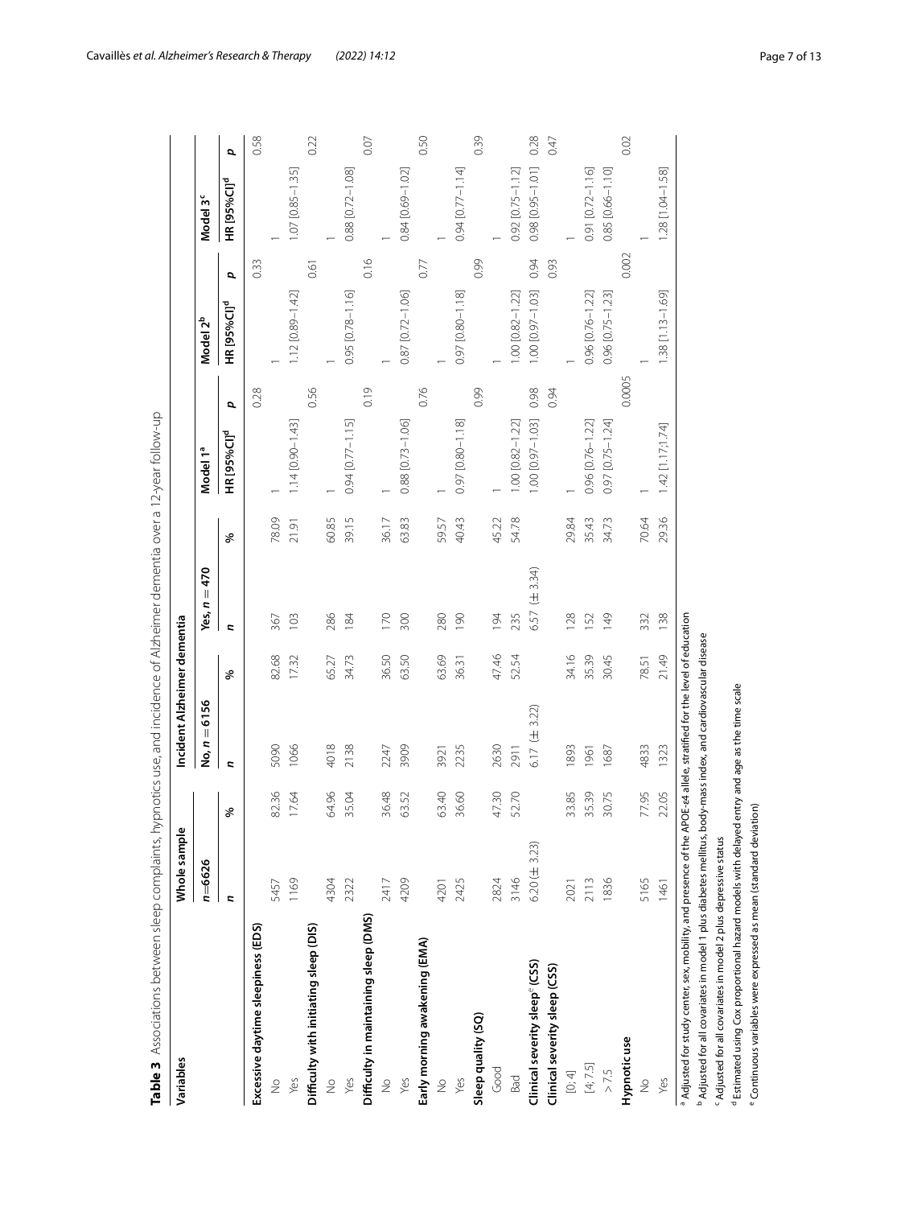**Table 3** Associations between sleep complaints, hypnotics use, and incidence of Alzheimer dementia over a 12-year follow-up

| Variables | Whole sample | | Incident Alzheimer dementia | | | | Model 1[a] | | Model 2[b] | | Model 3[c] | |
|---|---|---|---|---|---|---|---|---|---|---|---|---|
| | $n$=6626 | | No, $n$ = 6156 | | Yes, $n$ = 470 | | | | | | | |
| | n | % | n | % | n | % | HR [95%CI][d] | p | HR [95%CI][d] | p | HR [95%CI][d] | p |
| **Excessive daytime sleepiness (EDS)** | | | | | | | | 0.28 | | 0.33 | | 0.58 |
| No | 5457 | 82.36 | 5090 | 82.68 | 367 | 78.09 | 1 | | 1 | | 1 | |
| Yes | 1169 | 17.64 | 1066 | 17.32 | 103 | 21.91 | 1.14 [0.90–1.43] | | 1.12 [0.89–1.42] | | 1.07 [0.85–1.35] | |
| **Difficulty with initiating sleep (DIS)** | | | | | | | | 0.56 | | 0.61 | | 0.22 |
| No | 4304 | 64.96 | 4018 | 65.27 | 286 | 60.85 | 1 | | 1 | | 1 | |
| Yes | 2322 | 35.04 | 2138 | 34.73 | 184 | 39.15 | 0.94 [0.77–1.15] | | 0.95 [0.78–1.16] | | 0.88 [0.72–1.08] | |
| **Difficulty in maintaining sleep (DMS)** | | | | | | | | 0.19 | | 0.16 | | 0.07 |
| No | 2417 | 36.48 | 2247 | 36.50 | 170 | 36.17 | 1 | | 1 | | 1 | |
| Yes | 4209 | 63.52 | 3909 | 63.50 | 300 | 63.83 | 0.88 [0.73–1.06] | | 0.87 [0.72–1.06] | | 0.84 [0.69–1.02] | |
| **Early morning awakening (EMA)** | | | | | | | | 0.76 | | 0.77 | | 0.50 |
| No | 4201 | 63.40 | 3921 | 63.69 | 280 | 59.57 | 1 | | 1 | | 1 | |
| Yes | 2425 | 36.60 | 2235 | 36.31 | 190 | 40.43 | 0.97 [0.80–1.18] | | 0.97 [0.80–1.18] | | 0.94 [0.77–1.14] | |
| **Sleep quality (SQ)** | | | | | | | | 0.99 | | 0.99 | | 0.39 |
| Good | 2824 | 47.30 | 2630 | 47.46 | 194 | 45.22 | 1 | | 1 | | 1 | |
| Bad | 3146 | 52.70 | 2911 | 52.54 | 235 | 54.78 | 1.00 [0.82–1.22] | | 1.00 [0.82–1.22] | | 0.92 [0.75–1.12] | |
| **Clinical severity sleep[e] (CSS)** | 6.20 (± 3.23) | | 6.17 (± 3.22) | | 6.57 (± 3.34) | | 1.00 [0.97–1.03] | 0.98 | 1.00 [0.97–1.03] | 0.94 | 0.98 [0.95–1.01] | 0.28 |
| **Clinical severity sleep (CSS)** | | | | | | | | 0.94 | | 0.93 | | 0.47 |
| [0; 4] | 2021 | 33.85 | 1893 | 34.16 | 128 | 29.84 | 1 | | 1 | | 1 | |
| [4; 7.5] | 2113 | 35.39 | 1961 | 35.39 | 152 | 35.43 | 0.96 [0.76–1.22] | | 0.96 [0.76–1.22] | | 0.91 [0.72–1.16] | |
| > 7.5 | 1836 | 30.75 | 1687 | 30.45 | 149 | 34.73 | 0.97 [0.75–1.24] | | 0.96 [0.75–1.23] | | 0.85 [0.66–1.10] | |
| **Hypnotic use** | | | | | | | | 0.0005 | | 0.002 | | 0.02 |
| No | 5165 | 77.95 | 4833 | 78.51 | 332 | 70.64 | 1 | | 1 | | 1 | |
| Yes | 1461 | 22.05 | 1323 | 21.49 | 138 | 29.36 | 1.42 [1.17;1.74] | | 1.38 [1.13–1.69] | | 1.28 [1.04–1.58] | |

[a] Adjusted for study center, sex, mobility, and presence of the APOE-ε4 allele, stratified for the level of education

[b] Adjusted for all covariates in model 1 plus diabetes mellitus, body-mass index, and cardiovascular disease

[c] Adjusted for all covariates in model 2 plus depressive status

[d] Estimated using Cox proportional hazard models with delayed entry and age as the time scale

[e] Continuous variables were expressed as mean (standard deviation)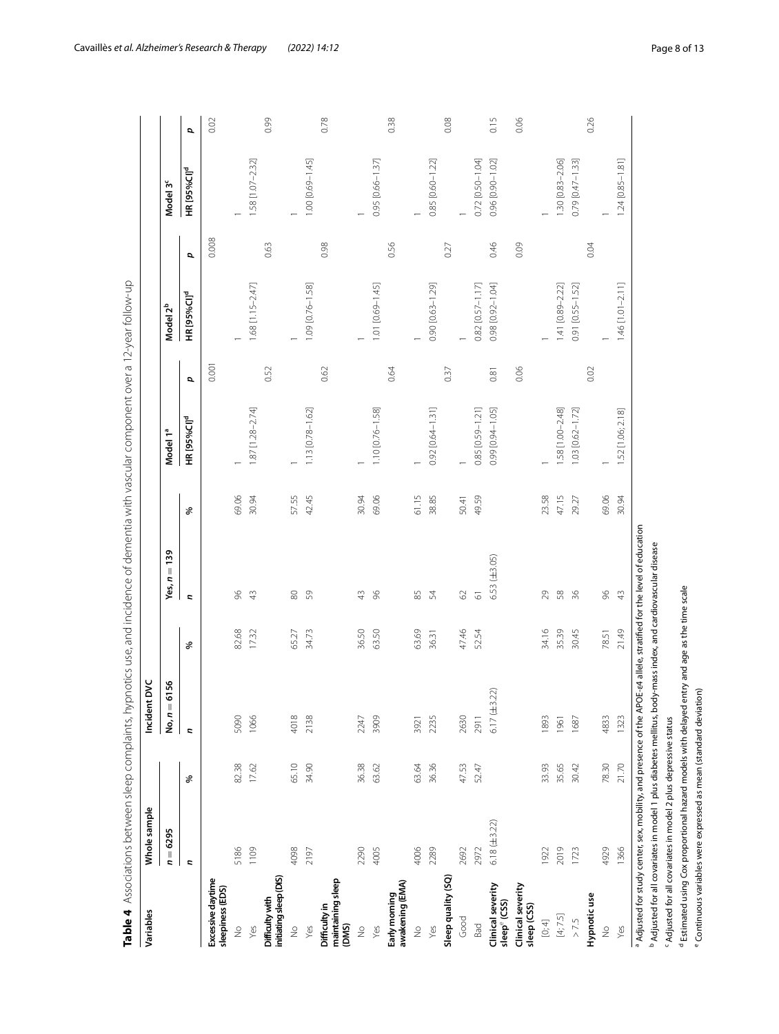**Table 4** Associations between sleep complaints, hypnotics use, and incidence of dementia with vascular component over a 12-year follow-up

| Variables | Whole sample | | Incident DVC | | | | Model 1[a] | | Model 2[b] | | Model 3[c] | |
|---|---|---|---|---|---|---|---|---|---|---|---|---|
| | $n = 6295$ | | No, $n = 6156$ | | Yes, $n = 139$ | | | | | | | |
| | n | % | n | % | n | % | HR [95%CI][d] | p | HR [95%CI][d] | p | HR [95%CI][d] | p |
| **Excessive daytime sleepiness (EDS)** | | | | | | | | 0.001 | | 0.008 | | 0.02 |
| No | 5186 | 82.38 | 5090 | 82.68 | 96 | 69.06 | 1 | | 1 | | 1 | |
| Yes | 1109 | 17.62 | 1066 | 17.32 | 43 | 30.94 | 1.87 [1.28–2.74] | | 1.68 [1.15–2.47] | | 1.58 [1.07–2.32] | |
| **Difficulty with initiating sleep (DIS)** | | | | | | | | 0.52 | | 0.63 | | 0.99 |
| No | 4098 | 65.10 | 4018 | 65.27 | 80 | 57.55 | 1 | | 1 | | 1 | |
| Yes | 2197 | 34.90 | 2138 | 34.73 | 59 | 42.45 | 1.13 [0.78–1.62] | | 1.09 [0.76–1.58] | | 1.00 [0.69–1.45] | |
| **Difficulty in maintaining sleep (DMS)** | | | | | | | | 0.62 | | 0.98 | | 0.78 |
| No | 2290 | 36.38 | 2247 | 36.50 | 43 | 30.94 | 1 | | 1 | | 1 | |
| Yes | 4005 | 63.62 | 3909 | 63.50 | 96 | 69.06 | 1.10 [0.76–1.58] | | 1.01 [0.69–1.45] | | 0.95 [0.66–1.37] | |
| **Early morning awakening (EMA)** | | | | | | | | 0.64 | | 0.56 | | 0.38 |
| No | 4006 | 63.64 | 3921 | 63.69 | 85 | 61.15 | 1 | | 1 | | 1 | |
| Yes | 2289 | 36.36 | 2235 | 36.31 | 54 | 38.85 | 0.92 [0.64–1.31] | | 0.90 [0.63–1.29] | | 0.85 [0.60–1.22] | |
| **Sleep quality (SQ)** | | | | | | | | 0.37 | | 0.27 | | 0.08 |
| Good | 2692 | 47.53 | 2630 | 47.46 | 62 | 50.41 | 1 | | 1 | | 1 | |
| Bad | 2972 | 52.47 | 2911 | 52.54 | 61 | 49.59 | 0.85 [0.59–1.21] | | 0.82 [0.57–1.17] | | 0.72 [0.50–1.04] | |
| **Clinical severity sleep[e] (CSS)** | 6.18 (±3.22) | | 6.17 (±3.22) | | 6.53 (±3.05) | | 0.99 [0.94–1.05] | 0.81 | 0.98 [0.92–1.04] | 0.46 | 0.96 [0.90–1.02] | 0.15 |
| **Clinical severity sleep (CSS)** | | | | | | | | 0.06 | | 0.09 | | 0.06 |
| [0; 4] | 1922 | 33.93 | 1893 | 34.16 | 29 | 23.58 | 1 | | 1 | | 1 | |
| [4; 7.5] | 2019 | 35.65 | 1961 | 35.39 | 58 | 47.15 | 1.58 [1.00–2.48] | | 1.41 [0.89–2.22] | | 1.30 [0.83–2.06] | |
| > 7.5 | 1723 | 30.42 | 1687 | 30.45 | 36 | 29.27 | 1.03 [0.62–1.72] | | 0.91 [0.55–1.52] | | 0.79 [0.47–1.33] | |
| **Hypnotic use** | | | | | | | | 0.02 | | 0.04 | | 0.26 |
| No | 4929 | 78.30 | 4833 | 78.51 | 96 | 69.06 | 1 | | 1 | | 1 | |
| Yes | 1366 | 21.70 | 1323 | 21.49 | 43 | 30.94 | 1.52 [1.06; 2.18] | | 1.46 [1.01–2.11] | | 1.24 [0.85–1.81] | |

[a] Adjusted for study center, sex, mobility, and presence of the APOE-ε4 allele, stratified for the level of education

[b] Adjusted for all covariates in model 1 plus diabetes mellitus, body-mass index, and cardiovascular disease

[c] Adjusted for all covariates in model 2 plus depressive status

[d] Estimated using Cox proportional hazard models with delayed entry and age as the time scale

[e] Continuous variables were expressed as mean (standard deviation)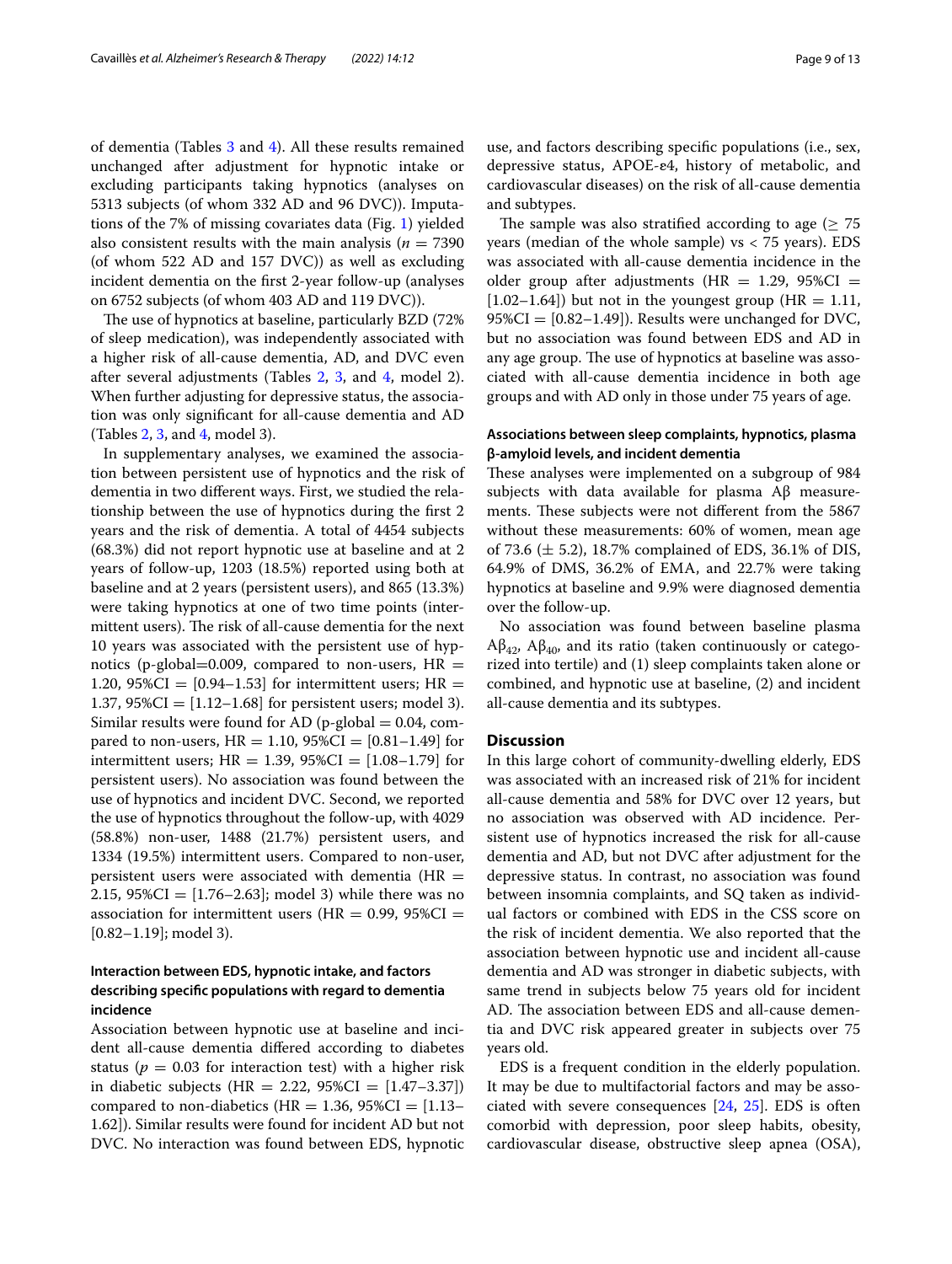of dementia (Tables 3 and 4). All these results remained unchanged after adjustment for hypnotic intake or excluding participants taking hypnotics (analyses on 5313 subjects (of whom 332 AD and 96 DVC)). Imputations of the 7% of missing covariates data (Fig. 1) yielded also consistent results with the main analysis ($n$ = 7390 (of whom 522 AD and 157 DVC)) as well as excluding incident dementia on the first 2-year follow-up (analyses on 6752 subjects (of whom 403 AD and 119 DVC)).

The use of hypnotics at baseline, particularly BZD (72% of sleep medication), was independently associated with a higher risk of all-cause dementia, AD, and DVC even after several adjustments (Tables 2, 3, and 4, model 2). When further adjusting for depressive status, the association was only significant for all-cause dementia and AD (Tables 2, 3, and 4, model 3).

In supplementary analyses, we examined the association between persistent use of hypnotics and the risk of dementia in two different ways. First, we studied the relationship between the use of hypnotics during the first 2 years and the risk of dementia. A total of 4454 subjects (68.3%) did not report hypnotic use at baseline and at 2 years of follow-up, 1203 (18.5%) reported using both at baseline and at 2 years (persistent users), and 865 (13.3%) were taking hypnotics at one of two time points (intermittent users). The risk of all-cause dementia for the next 10 years was associated with the persistent use of hypnotics (p-global=0.009, compared to non-users, HR = 1.20, 95%CI = [0.94–1.53] for intermittent users; HR = 1.37, 95%CI = [1.12–1.68] for persistent users; model 3). Similar results were found for AD (p-global = 0.04, compared to non-users, HR = 1.10, 95%CI = [0.81–1.49] for intermittent users; HR = 1.39, 95%CI = [1.08–1.79] for persistent users). No association was found between the use of hypnotics and incident DVC. Second, we reported the use of hypnotics throughout the follow-up, with 4029 (58.8%) non-user, 1488 (21.7%) persistent users, and 1334 (19.5%) intermittent users. Compared to non-user, persistent users were associated with dementia (HR = 2.15, 95%CI = [1.76–2.63]; model 3) while there was no association for intermittent users (HR = 0.99, 95%CI = [0.82–1.19]; model 3).

### Interaction between EDS, hypnotic intake, and factors describing specific populations with regard to dementia incidence

Association between hypnotic use at baseline and incident all-cause dementia differed according to diabetes status ($p$ = 0.03 for interaction test) with a higher risk in diabetic subjects (HR = 2.22, 95%CI = [1.47–3.37]) compared to non-diabetics (HR = 1.36, 95%CI = [1.13–1.62]). Similar results were found for incident AD but not DVC. No interaction was found between EDS, hypnotic use, and factors describing specific populations (i.e., sex, depressive status, APOE-ε4, history of metabolic, and cardiovascular diseases) on the risk of all-cause dementia and subtypes.

The sample was also stratified according to age (≥ 75 years (median of the whole sample) vs < 75 years). EDS was associated with all-cause dementia incidence in the older group after adjustments (HR = 1.29, 95%CI = [1.02–1.64]) but not in the youngest group (HR = 1.11, 95%CI = [0.82–1.49]). Results were unchanged for DVC, but no association was found between EDS and AD in any age group. The use of hypnotics at baseline was associated with all-cause dementia incidence in both age groups and with AD only in those under 75 years of age.

### Associations between sleep complaints, hypnotics, plasma β-amyloid levels, and incident dementia

These analyses were implemented on a subgroup of 984 subjects with data available for plasma Aβ measurements. These subjects were not different from the 5867 without these measurements: 60% of women, mean age of 73.6 (± 5.2), 18.7% complained of EDS, 36.1% of DIS, 64.9% of DMS, 36.2% of EMA, and 22.7% were taking hypnotics at baseline and 9.9% were diagnosed dementia over the follow-up.

No association was found between baseline plasma $A\beta_{42}$, $A\beta_{40}$, and its ratio (taken continuously or categorized into tertile) and (1) sleep complaints taken alone or combined, and hypnotic use at baseline, (2) and incident all-cause dementia and its subtypes.

## Discussion

In this large cohort of community-dwelling elderly, EDS was associated with an increased risk of 21% for incident all-cause dementia and 58% for DVC over 12 years, but no association was observed with AD incidence. Persistent use of hypnotics increased the risk for all-cause dementia and AD, but not DVC after adjustment for the depressive status. In contrast, no association was found between insomnia complaints, and SQ taken as individual factors or combined with EDS in the CSS score on the risk of incident dementia. We also reported that the association between hypnotic use and incident all-cause dementia and AD was stronger in diabetic subjects, with same trend in subjects below 75 years old for incident AD. The association between EDS and all-cause dementia and DVC risk appeared greater in subjects over 75 years old.

EDS is a frequent condition in the elderly population. It may be due to multifactorial factors and may be associated with severe consequences [24, 25]. EDS is often comorbid with depression, poor sleep habits, obesity, cardiovascular disease, obstructive sleep apnea (OSA),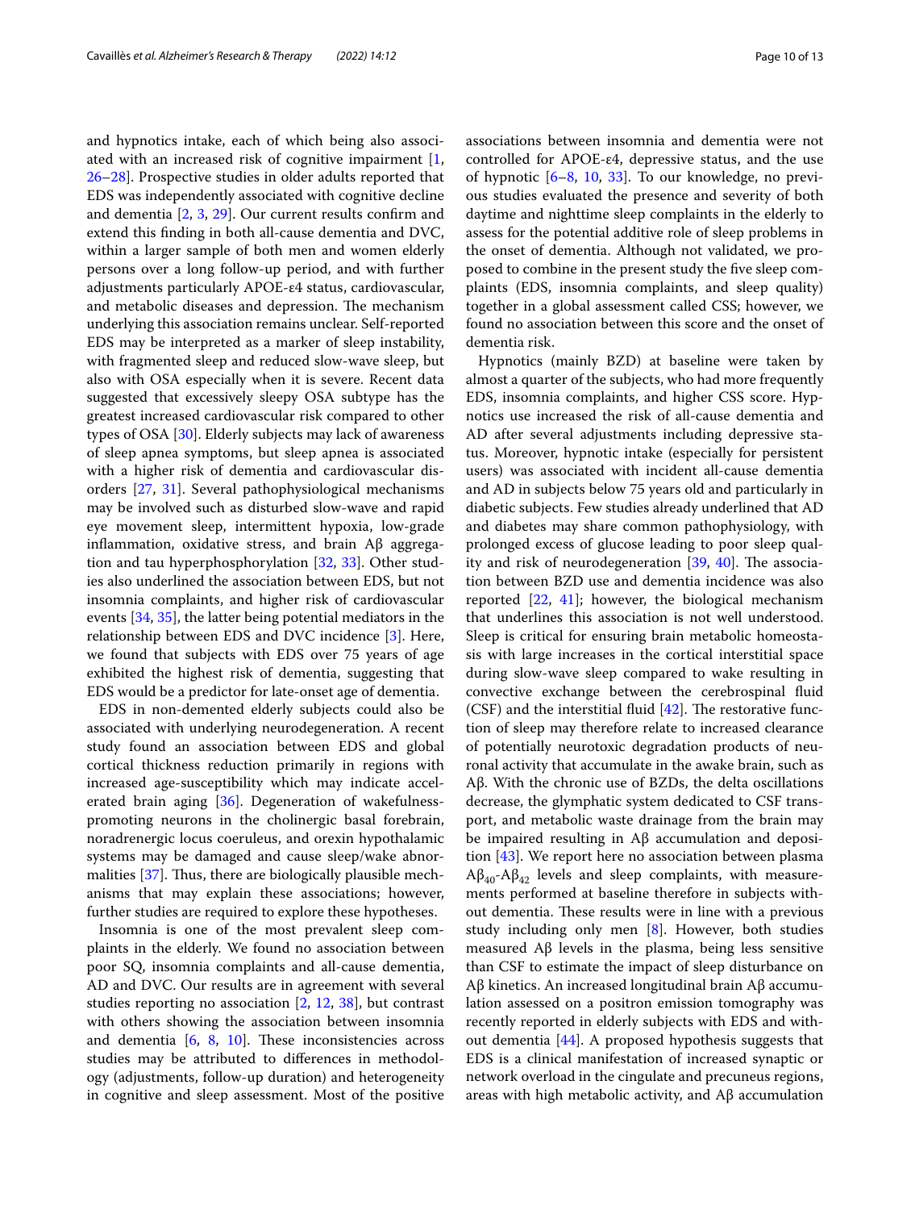and hypnotics intake, each of which being also associated with an increased risk of cognitive impairment [1, 26–28]. Prospective studies in older adults reported that EDS was independently associated with cognitive decline and dementia [2, 3, 29]. Our current results confirm and extend this finding in both all-cause dementia and DVC, within a larger sample of both men and women elderly persons over a long follow-up period, and with further adjustments particularly APOE-ε4 status, cardiovascular, and metabolic diseases and depression. The mechanism underlying this association remains unclear. Self-reported EDS may be interpreted as a marker of sleep instability, with fragmented sleep and reduced slow-wave sleep, but also with OSA especially when it is severe. Recent data suggested that excessively sleepy OSA subtype has the greatest increased cardiovascular risk compared to other types of OSA [30]. Elderly subjects may lack of awareness of sleep apnea symptoms, but sleep apnea is associated with a higher risk of dementia and cardiovascular disorders [27, 31]. Several pathophysiological mechanisms may be involved such as disturbed slow-wave and rapid eye movement sleep, intermittent hypoxia, low-grade inflammation, oxidative stress, and brain Aβ aggregation and tau hyperphosphorylation [32, 33]. Other studies also underlined the association between EDS, but not insomnia complaints, and higher risk of cardiovascular events [34, 35], the latter being potential mediators in the relationship between EDS and DVC incidence [3]. Here, we found that subjects with EDS over 75 years of age exhibited the highest risk of dementia, suggesting that EDS would be a predictor for late-onset age of dementia.

EDS in non-demented elderly subjects could also be associated with underlying neurodegeneration. A recent study found an association between EDS and global cortical thickness reduction primarily in regions with increased age-susceptibility which may indicate accelerated brain aging [36]. Degeneration of wakefulness-promoting neurons in the cholinergic basal forebrain, noradrenergic locus coeruleus, and orexin hypothalamic systems may be damaged and cause sleep/wake abnormalities [37]. Thus, there are biologically plausible mechanisms that may explain these associations; however, further studies are required to explore these hypotheses.

Insomnia is one of the most prevalent sleep complaints in the elderly. We found no association between poor SQ, insomnia complaints and all-cause dementia, AD and DVC. Our results are in agreement with several studies reporting no association [2, 12, 38], but contrast with others showing the association between insomnia and dementia [6, 8, 10]. These inconsistencies across studies may be attributed to differences in methodology (adjustments, follow-up duration) and heterogeneity in cognitive and sleep assessment. Most of the positive associations between insomnia and dementia were not controlled for APOE-ε4, depressive status, and the use of hypnotic [6–8, 10, 33]. To our knowledge, no previous studies evaluated the presence and severity of both daytime and nighttime sleep complaints in the elderly to assess for the potential additive role of sleep problems in the onset of dementia. Although not validated, we proposed to combine in the present study the five sleep complaints (EDS, insomnia complaints, and sleep quality) together in a global assessment called CSS; however, we found no association between this score and the onset of dementia risk.

Hypnotics (mainly BZD) at baseline were taken by almost a quarter of the subjects, who had more frequently EDS, insomnia complaints, and higher CSS score. Hypnotics use increased the risk of all-cause dementia and AD after several adjustments including depressive status. Moreover, hypnotic intake (especially for persistent users) was associated with incident all-cause dementia and AD in subjects below 75 years old and particularly in diabetic subjects. Few studies already underlined that AD and diabetes may share common pathophysiology, with prolonged excess of glucose leading to poor sleep quality and risk of neurodegeneration [39, 40]. The association between BZD use and dementia incidence was also reported [22, 41]; however, the biological mechanism that underlines this association is not well understood. Sleep is critical for ensuring brain metabolic homeostasis with large increases in the cortical interstitial space during slow-wave sleep compared to wake resulting in convective exchange between the cerebrospinal fluid (CSF) and the interstitial fluid [42]. The restorative function of sleep may therefore relate to increased clearance of potentially neurotoxic degradation products of neuronal activity that accumulate in the awake brain, such as Aβ. With the chronic use of BZDs, the delta oscillations decrease, the glymphatic system dedicated to CSF transport, and metabolic waste drainage from the brain may be impaired resulting in Aβ accumulation and deposition [43]. We report here no association between plasma $A\beta_{40}$-$A\beta_{42}$ levels and sleep complaints, with measurements performed at baseline therefore in subjects without dementia. These results were in line with a previous study including only men [8]. However, both studies measured Aβ levels in the plasma, being less sensitive than CSF to estimate the impact of sleep disturbance on Aβ kinetics. An increased longitudinal brain Aβ accumulation assessed on a positron emission tomography was recently reported in elderly subjects with EDS and without dementia [44]. A proposed hypothesis suggests that EDS is a clinical manifestation of increased synaptic or network overload in the cingulate and precuneus regions, areas with high metabolic activity, and Aβ accumulation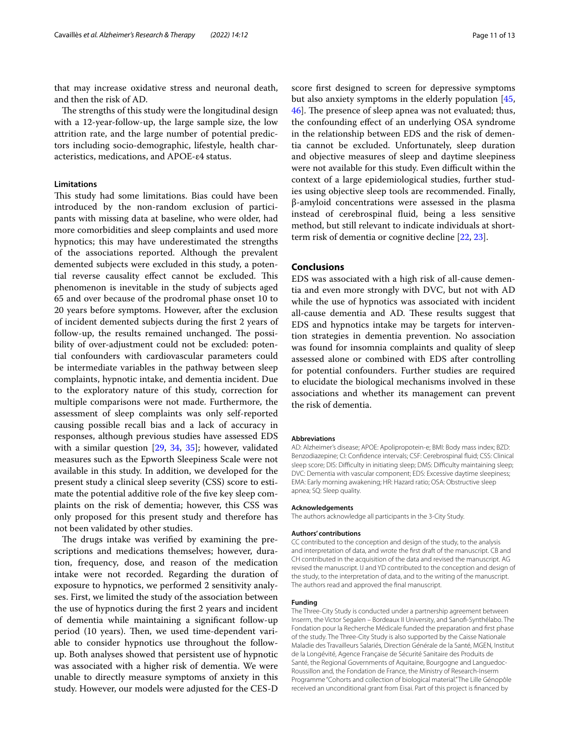that may increase oxidative stress and neuronal death, and then the risk of AD.

The strengths of this study were the longitudinal design with a 12-year-follow-up, the large sample size, the low attrition rate, and the large number of potential predictors including socio-demographic, lifestyle, health characteristics, medications, and APOE-ε4 status.

### Limitations

This study had some limitations. Bias could have been introduced by the non-random exclusion of participants with missing data at baseline, who were older, had more comorbidities and sleep complaints and used more hypnotics; this may have underestimated the strengths of the associations reported. Although the prevalent demented subjects were excluded in this study, a potential reverse causality effect cannot be excluded. This phenomenon is inevitable in the study of subjects aged 65 and over because of the prodromal phase onset 10 to 20 years before symptoms. However, after the exclusion of incident demented subjects during the first 2 years of follow-up, the results remained unchanged. The possibility of over-adjustment could not be excluded: potential confounders with cardiovascular parameters could be intermediate variables in the pathway between sleep complaints, hypnotic intake, and dementia incident. Due to the exploratory nature of this study, correction for multiple comparisons were not made. Furthermore, the assessment of sleep complaints was only self-reported causing possible recall bias and a lack of accuracy in responses, although previous studies have assessed EDS with a similar question [29, 34, 35]; however, validated measures such as the Epworth Sleepiness Scale were not available in this study. In addition, we developed for the present study a clinical sleep severity (CSS) score to estimate the potential additive role of the five key sleep complaints on the risk of dementia; however, this CSS was only proposed for this present study and therefore has not been validated by other studies.

The drugs intake was verified by examining the prescriptions and medications themselves; however, duration, frequency, dose, and reason of the medication intake were not recorded. Regarding the duration of exposure to hypnotics, we performed 2 sensitivity analyses. First, we limited the study of the association between the use of hypnotics during the first 2 years and incident of dementia while maintaining a significant follow-up period (10 years). Then, we used time-dependent variable to consider hypnotics use throughout the follow-up. Both analyses showed that persistent use of hypnotic was associated with a higher risk of dementia. We were unable to directly measure symptoms of anxiety in this study. However, our models were adjusted for the CES-D score first designed to screen for depressive symptoms but also anxiety symptoms in the elderly population [45, 46]. The presence of sleep apnea was not evaluated; thus, the confounding effect of an underlying OSA syndrome in the relationship between EDS and the risk of dementia cannot be excluded. Unfortunately, sleep duration and objective measures of sleep and daytime sleepiness were not available for this study. Even difficult within the context of a large epidemiological studies, further studies using objective sleep tools are recommended. Finally, β-amyloid concentrations were assessed in the plasma instead of cerebrospinal fluid, being a less sensitive method, but still relevant to indicate individuals at short-term risk of dementia or cognitive decline [22, 23].

## Conclusions

EDS was associated with a high risk of all-cause dementia and even more strongly with DVC, but not with AD while the use of hypnotics was associated with incident all-cause dementia and AD. These results suggest that EDS and hypnotics intake may be targets for intervention strategies in dementia prevention. No association was found for insomnia complaints and quality of sleep assessed alone or combined with EDS after controlling for potential confounders. Further studies are required to elucidate the biological mechanisms involved in these associations and whether its management can prevent the risk of dementia.

#### Abbreviations

AD: Alzheimer's disease; APOE: Apolipropotein-e; BMI: Body mass index; BZD: Benzodiazepine; CI: Confidence intervals; CSF: Cerebrospinal fluid; CSS: Clinical sleep score; DIS: Difficulty in initiating sleep; DMS: Difficulty maintaining sleep; DVC: Dementia with vascular component; EDS: Excessive daytime sleepiness; EMA: Early morning awakening; HR: Hazard ratio; OSA: Obstructive sleep apnea; SQ: Sleep quality.

#### Acknowledgements

The authors acknowledge all participants in the 3-City Study.

#### Authors' contributions

CC contributed to the conception and design of the study, to the analysis and interpretation of data, and wrote the first draft of the manuscript. CB and CH contributed in the acquisition of the data and revised the manuscript. AG revised the manuscript. IJ and YD contributed to the conception and design of the study, to the interpretation of data, and to the writing of the manuscript. The authors read and approved the final manuscript.

#### Funding

The Three-City Study is conducted under a partnership agreement between Inserm, the Victor Segalen – Bordeaux II University, and Sanofi-Synthélabo. The Fondation pour la Recherche Médicale funded the preparation and first phase of the study. The Three-City Study is also supported by the Caisse Nationale Maladie des Travailleurs Salariés, Direction Générale de la Santé, MGEN, Institut de la Longévité, Agence Française de Sécurité Sanitaire des Produits de Santé, the Regional Governments of Aquitaine, Bourgogne and Languedoc-Roussillon and, the Fondation de France, the Ministry of Research-Inserm Programme "Cohorts and collection of biological material." The Lille Génopôle received an unconditional grant from Eisai. Part of this project is financed by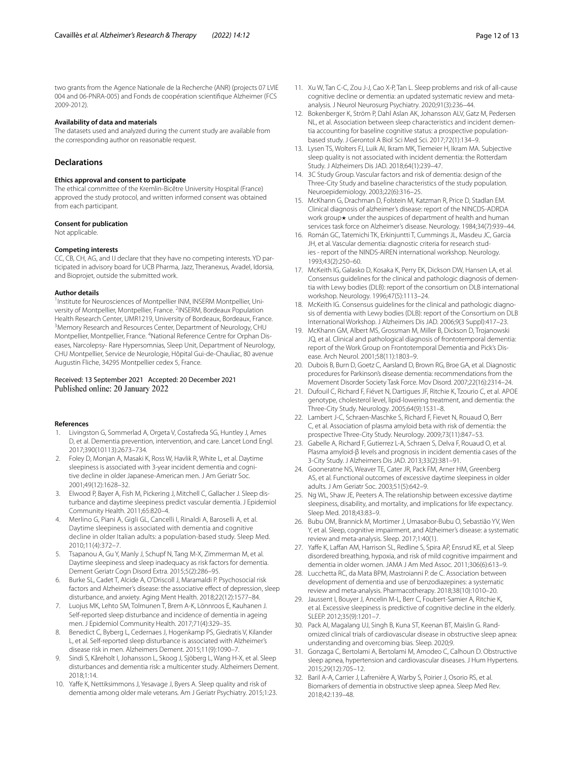two grants from the Agence Nationale de la Recherche (ANR) (projects 07 LVIE 004 and 06-PNRA-005) and Fonds de coopération scientifique Alzheimer (FCS 2009-2012).

### Availability of data and materials

The datasets used and analyzed during the current study are available from the corresponding author on reasonable request.

## Declarations

### Ethics approval and consent to participate

The ethical committee of the Kremlin-Bicêtre University Hospital (France) approved the study protocol, and written informed consent was obtained from each participant.

### Consent for publication

Not applicable.

### Competing interests

CC, CB, CH, AG, and IJ declare that they have no competing interests. YD participated in advisory board for UCB Pharma, Jazz, Theranexus, Avadel, Idorsia, and Bioprojet, outside the submitted work.

### Author details

[1]Institute for Neurosciences of Montpellier INM, INSERM Montpellier, University of Montpellier, Montpellier, France. [2]INSERM, Bordeaux Population Health Research Center, UMR1219, University of Bordeaux, Bordeaux, France. [3]Memory Research and Resources Center, Department of Neurology, CHU Montpellier, Montpellier, France. [4]National Reference Centre for Orphan Diseases, Narcolepsy- Rare Hypersomnias, Sleep Unit, Department of Neurology, CHU Montpellier, Service de Neurologie, Hôpital Gui-de-Chauliac, 80 avenue Augustin Fliche, 34295 Montpellier cedex 5, France.

Received: 13 September 2021 Accepted: 20 December 2021
Published online: 20 January 2022

### References

1. Livingston G, Sommerlad A, Orgeta V, Costafreda SG, Huntley J, Ames D, et al. Dementia prevention, intervention, and care. Lancet Lond Engl. 2017;390(10113):2673–734.
2. Foley D, Monjan A, Masaki K, Ross W, Havlik R, White L, et al. Daytime sleepiness is associated with 3-year incident dementia and cognitive decline in older Japanese-American men. J Am Geriatr Soc. 2001;49(12):1628–32.
3. Elwood P, Bayer A, Fish M, Pickering J, Mitchell C, Gallacher J. Sleep disturbance and daytime sleepiness predict vascular dementia. J Epidemiol Community Health. 2011;65:820–4.
4. Merlino G, Piani A, Gigli GL, Cancelli I, Rinaldi A, Baroselli A, et al. Daytime sleepiness is associated with dementia and cognitive decline in older Italian adults: a population-based study. Sleep Med. 2010;11(4):372–7.
5. Tsapanou A, Gu Y, Manly J, Schupf N, Tang M-X, Zimmerman M, et al. Daytime sleepiness and sleep inadequacy as risk factors for dementia. Dement Geriatr Cogn Disord Extra. 2015;5(2):286–95.
6. Burke SL, Cadet T, Alcide A, O'Driscoll J, Maramaldi P. Psychosocial risk factors and Alzheimer's disease: the associative effect of depression, sleep disturbance, and anxiety. Aging Ment Health. 2018;22(12):1577–84.
7. Luojus MK, Lehto SM, Tolmunen T, Brem A-K, Lönnroos E, Kauhanen J. Self-reported sleep disturbance and incidence of dementia in ageing men. J Epidemiol Community Health. 2017;71(4):329–35.
8. Benedict C, Byberg L, Cedernaes J, Hogenkamp PS, Giedratis V, Kilander L, et al. Self-reported sleep disturbance is associated with Alzheimer's disease risk in men. Alzheimers Dement. 2015;11(9):1090–7.
9. Sindi S, Kåreholt I, Johansson L, Skoog J, Sjöberg L, Wang H-X, et al. Sleep disturbances and dementia risk: a multicenter study. Alzheimers Dement. 2018;1:14.
10. Yaffe K, Nettiksimmons J, Yesavage J, Byers A. Sleep quality and risk of dementia among older male veterans. Am J Geriatr Psychiatry. 2015;1:23.
11. Xu W, Tan C-C, Zou J-J, Cao X-P, Tan L. Sleep problems and risk of all-cause cognitive decline or dementia: an updated systematic review and meta-analysis. J Neurol Neurosurg Psychiatry. 2020;91(3):236–44.
12. Bokenberger K, Ström P, Dahl Aslan AK, Johansson ALV, Gatz M, Pedersen NL, et al. Association between sleep characteristics and incident dementia accounting for baseline cognitive status: a prospective population-based study. J Gerontol A Biol Sci Med Sci. 2017;72(1):134–9.
13. Lysen TS, Wolters FJ, Luik AI, Ikram MK, Tiemeier H, Ikram MA. Subjective sleep quality is not associated with incident dementia: the Rotterdam Study. J Alzheimers Dis JAD. 2018;64(1):239–47.
14. 3C Study Group. Vascular factors and risk of dementia: design of the Three-City Study and baseline characteristics of the study population. Neuroepidemiology. 2003;22(6):316–25.
15. McKhann G, Drachman D, Folstein M, Katzman R, Price D, Stadlan EM. Clinical diagnosis of alzheimer's disease: report of the NINCDS-ADRDA work group★ under the auspices of department of health and human services task force on Alzheimer's disease. Neurology. 1984;34(7):939–44.
16. Román GC, Tatemichi TK, Erkinjuntti T, Cummings JL, Masdeu JC, Garcia JH, et al. Vascular dementia: diagnostic criteria for research studies - report of the NINDS-AIREN international workshop. Neurology. 1993;43(2):250–60.
17. McKeith IG, Galasko D, Kosaka K, Perry EK, Dickson DW, Hansen LA, et al. Consensus guidelines for the clinical and pathologic diagnosis of dementia with Lewy bodies (DLB): report of the consortium on DLB international workshop. Neurology. 1996;47(5):1113–24.
18. McKeith IG. Consensus guidelines for the clinical and pathologic diagnosis of dementia with Lewy bodies (DLB): report of the Consortium on DLB International Workshop. J Alzheimers Dis JAD. 2006;9(3 Suppl):417–23.
19. McKhann GM, Albert MS, Grossman M, Miller B, Dickson D, Trojanowski JQ, et al. Clinical and pathological diagnosis of frontotemporal dementia: report of the Work Group on Frontotemporal Dementia and Pick's Disease. Arch Neurol. 2001;58(11):1803–9.
20. Dubois B, Burn D, Goetz C, Aarsland D, Brown RG, Broe GA, et al. Diagnostic procedures for Parkinson's disease dementia: recommendations from the Movement Disorder Society Task Force. Mov Disord. 2007;22(16):2314–24.
21. Dufouil C, Richard F, Fiévet N, Dartigues JF, Ritchie K, Tzourio C, et al. APOE genotype, cholesterol level, lipid-lowering treatment, and dementia: the Three-City Study. Neurology. 2005;64(9):1531–8.
22. Lambert J-C, Schraen-Maschke S, Richard F, Fievet N, Rouaud O, Berr C, et al. Association of plasma amyloid beta with risk of dementia: the prospective Three-City Study. Neurology. 2009;73(11):847–53.
23. Gabelle A, Richard F, Gutierrez L-A, Schraen S, Delva F, Rouaud O, et al. Plasma amyloid-β levels and prognosis in incident dementia cases of the 3-City Study. J Alzheimers Dis JAD. 2013;33(2):381–91.
24. Gooneratne NS, Weaver TE, Cater JR, Pack FM, Arner HM, Greenberg AS, et al. Functional outcomes of excessive daytime sleepiness in older adults. J Am Geriatr Soc. 2003;51(5):642–9.
25. Ng WL, Shaw JE, Peeters A. The relationship between excessive daytime sleepiness, disability, and mortality, and implications for life expectancy. Sleep Med. 2018;43:83–9.
26. Bubu OM, Brannick M, Mortimer J, Umasabor-Bubu O, Sebastião YV, Wen Y, et al. Sleep, cognitive impairment, and Alzheimer's disease: a systematic review and meta-analysis. Sleep. 2017;1:40(1).
27. Yaffe K, Laffan AM, Harrison SL, Redline S, Spira AP, Ensrud KE, et al. Sleep disordered breathing, hypoxia, and risk of mild cognitive impairment and dementia in older women. JAMA J Am Med Assoc. 2011;306(6):613–9.
28. Lucchetta RC, da Mata BPM, Mastroianni P. de C. Association between development of dementia and use of benzodiazepines: a systematic review and meta-analysis. Pharmacotherapy. 2018;38(10):1010–20.
29. Jaussent I, Bouyer J, Ancelin M-L, Berr C, Foubert-Samier A, Ritchie K, et al. Excessive sleepiness is predictive of cognitive decline in the elderly. SLEEP. 2012;35(9):1201–7.
30. Pack AI, Magalang UJ, Singh B, Kuna ST, Keenan BT, Maislin G. Randomized clinical trials of cardiovascular disease in obstructive sleep apnea: understanding and overcoming bias. Sleep. 2020;9.
31. Gonzaga C, Bertolami A, Bertolami M, Amodeo C, Calhoun D. Obstructive sleep apnea, hypertension and cardiovascular diseases. J Hum Hypertens. 2015;29(12):705–12.
32. Baril A-A, Carrier J, Lafrenière A, Warby S, Poirier J, Osorio RS, et al. Biomarkers of dementia in obstructive sleep apnea. Sleep Med Rev. 2018;42:139–48.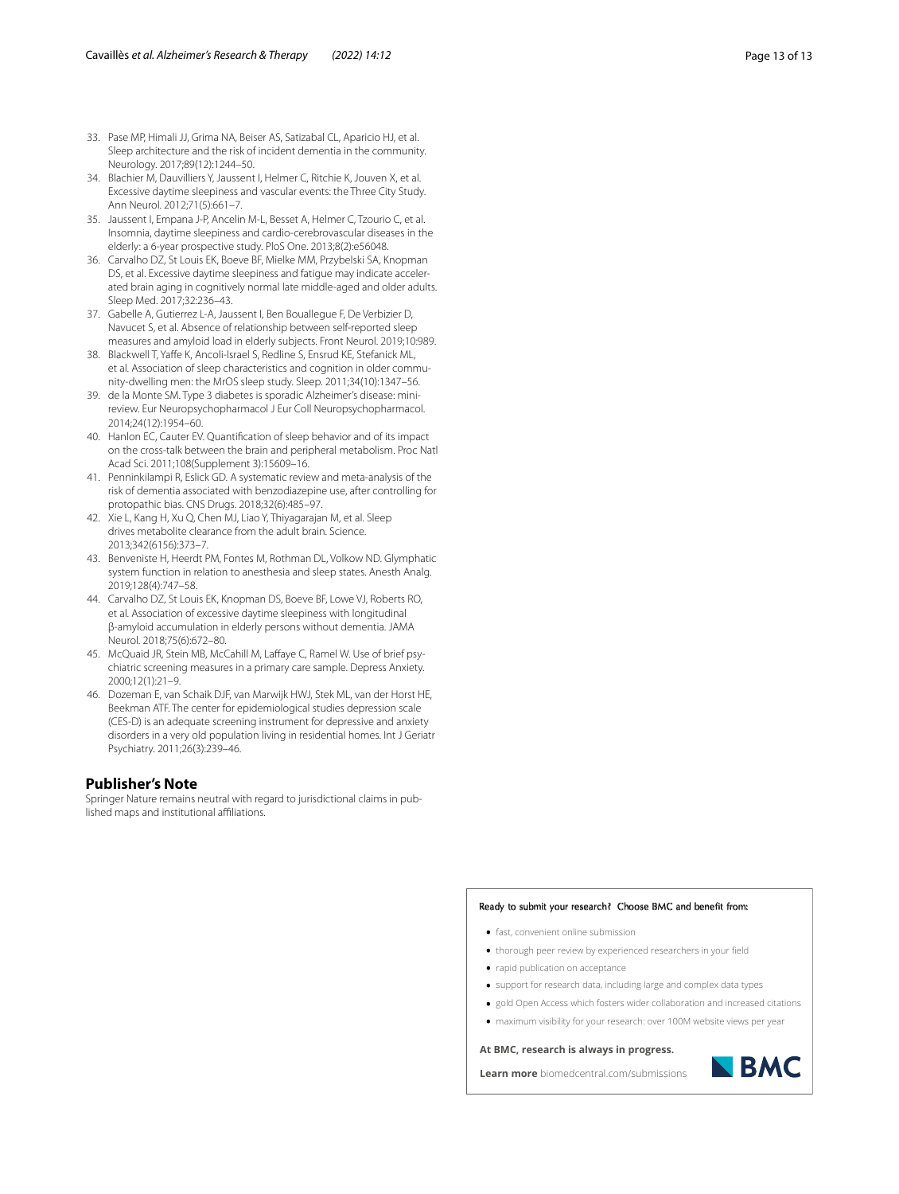33. Pase MP, Himali JJ, Grima NA, Beiser AS, Satizabal CL, Aparicio HJ, et al. Sleep architecture and the risk of incident dementia in the community. Neurology. 2017;89(12):1244–50.
34. Blachier M, Dauvilliers Y, Jaussent I, Helmer C, Ritchie K, Jouven X, et al. Excessive daytime sleepiness and vascular events: the Three City Study. Ann Neurol. 2012;71(5):661–7.
35. Jaussent I, Empana J-P, Ancelin M-L, Besset A, Helmer C, Tzourio C, et al. Insomnia, daytime sleepiness and cardio-cerebrovascular diseases in the elderly: a 6-year prospective study. PloS One. 2013;8(2):e56048.
36. Carvalho DZ, St Louis EK, Boeve BF, Mielke MM, Przybelski SA, Knopman DS, et al. Excessive daytime sleepiness and fatigue may indicate accelerated brain aging in cognitively normal late middle-aged and older adults. Sleep Med. 2017;32:236–43.
37. Gabelle A, Gutierrez L-A, Jaussent I, Ben Bouallegue F, De Verbizier D, Navucet S, et al. Absence of relationship between self-reported sleep measures and amyloid load in elderly subjects. Front Neurol. 2019;10:989.
38. Blackwell T, Yaffe K, Ancoli-Israel S, Redline S, Ensrud KE, Stefanick ML, et al. Association of sleep characteristics and cognition in older community-dwelling men: the MrOS sleep study. Sleep. 2011;34(10):1347–56.
39. de la Monte SM. Type 3 diabetes is sporadic Alzheimer's disease: mini-review. Eur Neuropsychopharmacol J Eur Coll Neuropsychopharmacol. 2014;24(12):1954–60.
40. Hanlon EC, Cauter EV. Quantification of sleep behavior and of its impact on the cross-talk between the brain and peripheral metabolism. Proc Natl Acad Sci. 2011;108(Supplement 3):15609–16.
41. Penninkilampi R, Eslick GD. A systematic review and meta-analysis of the risk of dementia associated with benzodiazepine use, after controlling for protopathic bias. CNS Drugs. 2018;32(6):485–97.
42. Xie L, Kang H, Xu Q, Chen MJ, Liao Y, Thiyagarajan M, et al. Sleep drives metabolite clearance from the adult brain. Science. 2013;342(6156):373–7.
43. Benveniste H, Heerdt PM, Fontes M, Rothman DL, Volkow ND. Glymphatic system function in relation to anesthesia and sleep states. Anesth Analg. 2019;128(4):747–58.
44. Carvalho DZ, St Louis EK, Knopman DS, Boeve BF, Lowe VJ, Roberts RO, et al. Association of excessive daytime sleepiness with longitudinal β-amyloid accumulation in elderly persons without dementia. JAMA Neurol. 2018;75(6):672–80.
45. McQuaid JR, Stein MB, McCahill M, Laffaye C, Ramel W. Use of brief psychiatric screening measures in a primary care sample. Depress Anxiety. 2000;12(1):21–9.
46. Dozeman E, van Schaik DJF, van Marwijk HWJ, Stek ML, van der Horst HE, Beekman ATF. The center for epidemiological studies depression scale (CES-D) is an adequate screening instrument for depressive and anxiety disorders in a very old population living in residential homes. Int J Geriatr Psychiatry. 2011;26(3):239–46.

## Publisher's Note

Springer Nature remains neutral with regard to jurisdictional claims in published maps and institutional affiliations.

Ready to submit your research? Choose BMC and benefit from:

- fast, convenient online submission
- thorough peer review by experienced researchers in your field
- rapid publication on acceptance
- support for research data, including large and complex data types
- gold Open Access which fosters wider collaboration and increased citations
- maximum visibility for your research: over 100M website views per year

**At BMC, research is always in progress.**

**Learn more** biomedcentral.com/submissions

BMC